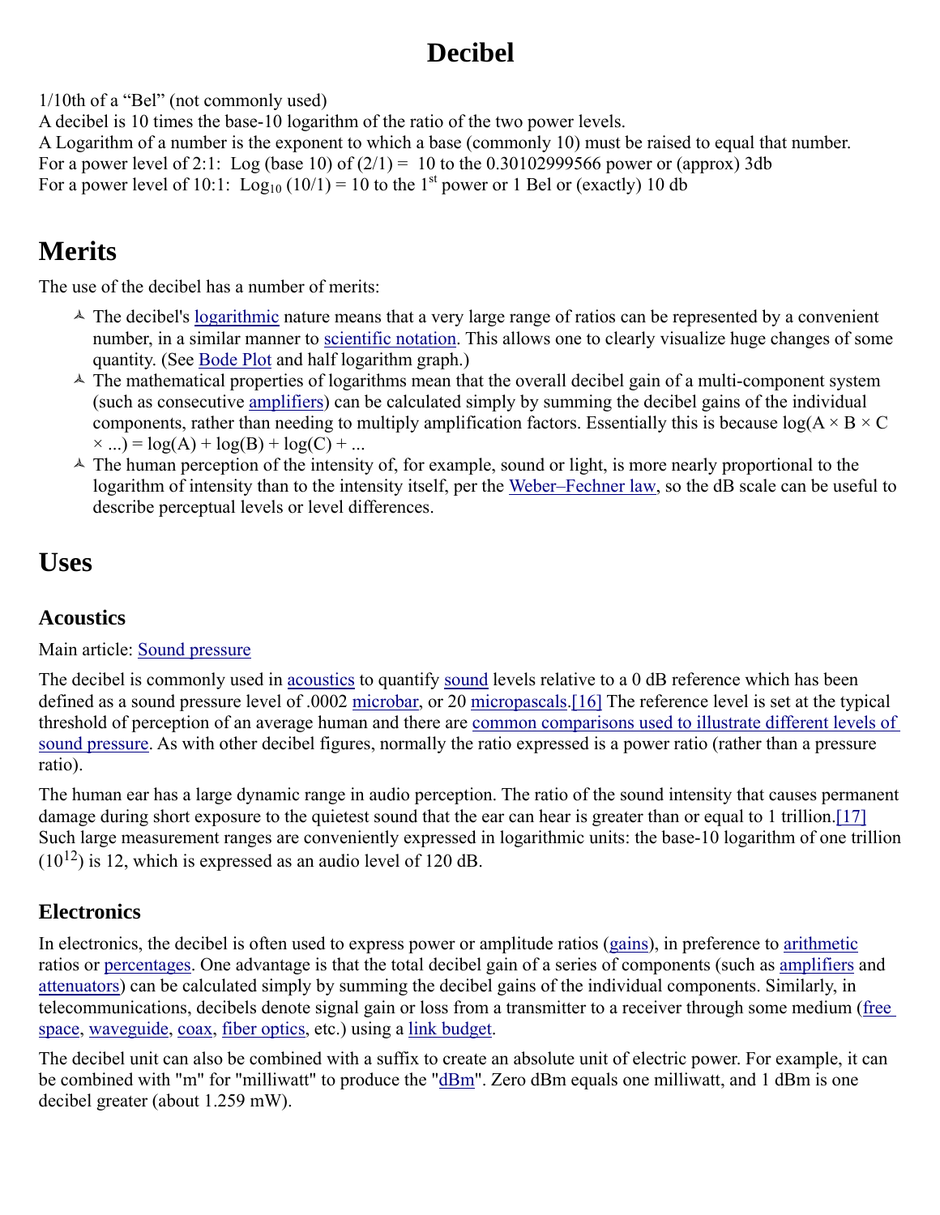# Decibel

1/10th of a "Bel" (not commonly used)
A decibel is 10 times the base-10 logarithm of the ratio of the two power levels.
A Logarithm of a number is the exponent to which a base (commonly 10) must be raised to equal that number.
For a power level of 2:1: Log (base 10) of (2/1) = 10 to the 0.30102999566 power or (approx) 3db
For a power level of 10:1: $\text{Log}_{10}$ (10/1) = 10 to the $1^{st}$ power or 1 Bel or (exactly) 10 db

## Merits

The use of the decibel has a number of merits:

- The decibel's logarithmic nature means that a very large range of ratios can be represented by a convenient number, in a similar manner to scientific notation. This allows one to clearly visualize huge changes of some quantity. (See Bode Plot and half logarithm graph.)
- The mathematical properties of logarithms mean that the overall decibel gain of a multi-component system (such as consecutive amplifiers) can be calculated simply by summing the decibel gains of the individual components, rather than needing to multiply amplification factors. Essentially this is because log(A × B × C × ...) = log(A) + log(B) + log(C) + ...
- The human perception of the intensity of, for example, sound or light, is more nearly proportional to the logarithm of intensity than to the intensity itself, per the Weber–Fechner law, so the dB scale can be useful to describe perceptual levels or level differences.

## Uses

### Acoustics

Main article: Sound pressure

The decibel is commonly used in acoustics to quantify sound levels relative to a 0 dB reference which has been defined as a sound pressure level of .0002 microbar, or 20 micropascals.[16] The reference level is set at the typical threshold of perception of an average human and there are common comparisons used to illustrate different levels of sound pressure. As with other decibel figures, normally the ratio expressed is a power ratio (rather than a pressure ratio).

The human ear has a large dynamic range in audio perception. The ratio of the sound intensity that causes permanent damage during short exposure to the quietest sound that the ear can hear is greater than or equal to 1 trillion.[17] Such large measurement ranges are conveniently expressed in logarithmic units: the base-10 logarithm of one trillion ($10^{12}$) is 12, which is expressed as an audio level of 120 dB.

### Electronics

In electronics, the decibel is often used to express power or amplitude ratios (gains), in preference to arithmetic ratios or percentages. One advantage is that the total decibel gain of a series of components (such as amplifiers and attenuators) can be calculated simply by summing the decibel gains of the individual components. Similarly, in telecommunications, decibels denote signal gain or loss from a transmitter to a receiver through some medium (free space, waveguide, coax, fiber optics, etc.) using a link budget.

The decibel unit can also be combined with a suffix to create an absolute unit of electric power. For example, it can be combined with "m" for "milliwatt" to produce the "dBm". Zero dBm equals one milliwatt, and 1 dBm is one decibel greater (about 1.259 mW).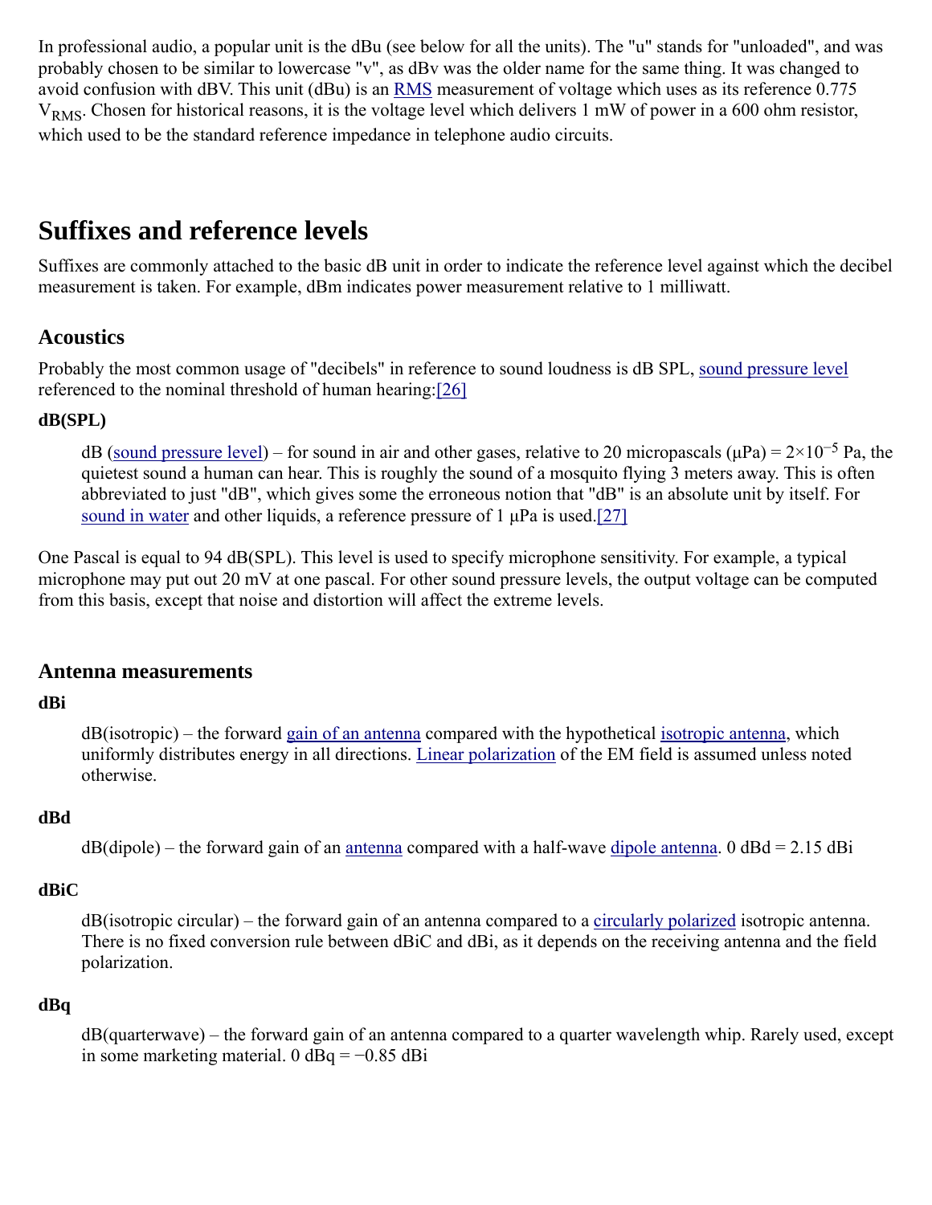In professional audio, a popular unit is the dBu (see below for all the units). The "u" stands for "unloaded", and was probably chosen to be similar to lowercase "v", as dBv was the older name for the same thing. It was changed to avoid confusion with dBV. This unit (dBu) is an RMS measurement of voltage which uses as its reference 0.775 $V_{RMS}$. Chosen for historical reasons, it is the voltage level which delivers 1 mW of power in a 600 ohm resistor, which used to be the standard reference impedance in telephone audio circuits.

## Suffixes and reference levels

Suffixes are commonly attached to the basic dB unit in order to indicate the reference level against which the decibel measurement is taken. For example, dBm indicates power measurement relative to 1 milliwatt.

### Acoustics

Probably the most common usage of "decibels" in reference to sound loudness is dB SPL, sound pressure level referenced to the nominal threshold of human hearing:[26]

**dB(SPL)**

> dB (sound pressure level) – for sound in air and other gases, relative to 20 micropascals (μPa) = $2\times10^{-5}$ Pa, the quietest sound a human can hear. This is roughly the sound of a mosquito flying 3 meters away. This is often abbreviated to just "dB", which gives some the erroneous notion that "dB" is an absolute unit by itself. For sound in water and other liquids, a reference pressure of 1 μPa is used.[27]

One Pascal is equal to 94 dB(SPL). This level is used to specify microphone sensitivity. For example, a typical microphone may put out 20 mV at one pascal. For other sound pressure levels, the output voltage can be computed from this basis, except that noise and distortion will affect the extreme levels.

### Antenna measurements

**dBi**

> dB(isotropic) – the forward gain of an antenna compared with the hypothetical isotropic antenna, which uniformly distributes energy in all directions. Linear polarization of the EM field is assumed unless noted otherwise.

**dBd**

> dB(dipole) – the forward gain of an antenna compared with a half-wave dipole antenna. 0 dBd = 2.15 dBi

**dBiC**

> dB(isotropic circular) – the forward gain of an antenna compared to a circularly polarized isotropic antenna. There is no fixed conversion rule between dBiC and dBi, as it depends on the receiving antenna and the field polarization.

**dBq**

> dB(quarterwave) – the forward gain of an antenna compared to a quarter wavelength whip. Rarely used, except in some marketing material. 0 dBq = −0.85 dBi